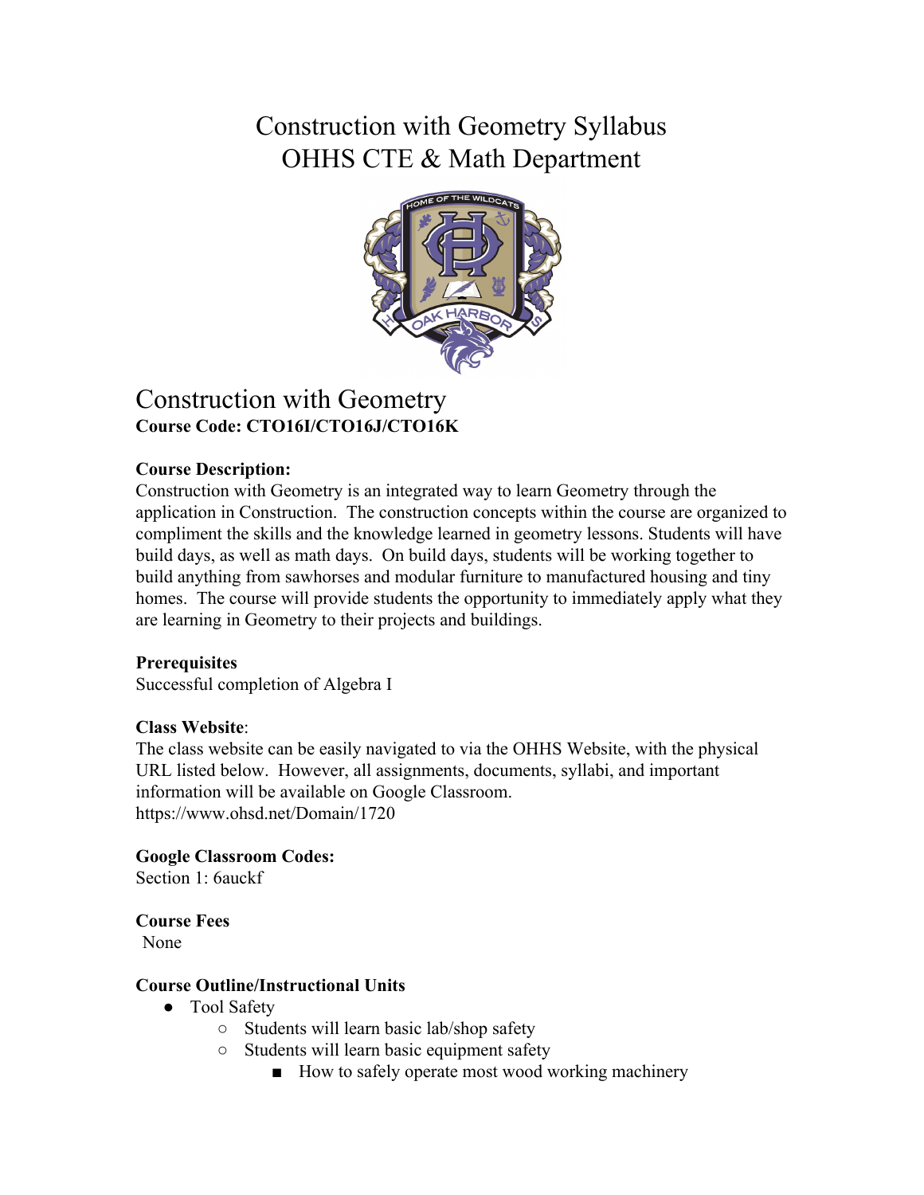# Construction with Geometry Syllabus
# OHHS CTE & Math Department

## Construction with Geometry

**Course Code: CTO16I/CTO16J/CTO16K**

**Course Description:**

Construction with Geometry is an integrated way to learn Geometry through the application in Construction. The construction concepts within the course are organized to compliment the skills and the knowledge learned in geometry lessons. Students will have build days, as well as math days. On build days, students will be working together to build anything from sawhorses and modular furniture to manufactured housing and tiny homes. The course will provide students the opportunity to immediately apply what they are learning in Geometry to their projects and buildings.

**Prerequisites**

Successful completion of Algebra I

**Class Website**:

The class website can be easily navigated to via the OHHS Website, with the physical URL listed below. However, all assignments, documents, syllabi, and important information will be available on Google Classroom.
https://www.ohsd.net/Domain/1720

**Google Classroom Codes:**

Section 1: 6auckf

**Course Fees**

None

**Course Outline/Instructional Units**

- Tool Safety
  - Students will learn basic lab/shop safety
  - Students will learn basic equipment safety
    - How to safely operate most wood working machinery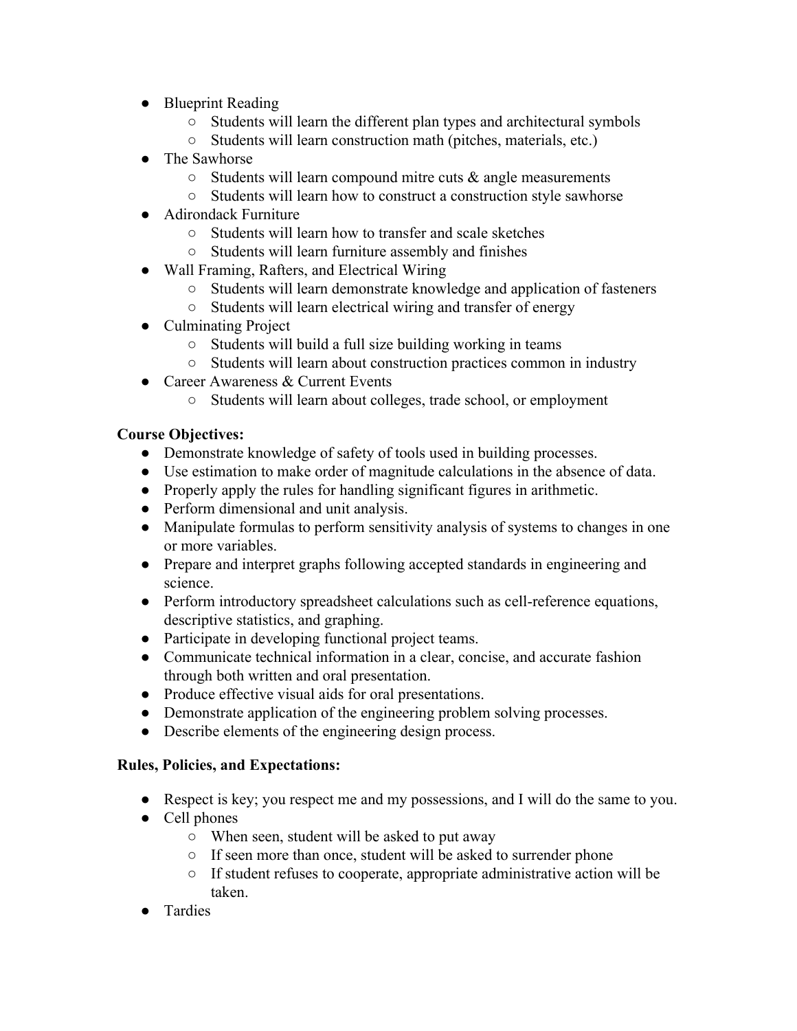- Blueprint Reading
  - Students will learn the different plan types and architectural symbols
  - Students will learn construction math (pitches, materials, etc.)
- The Sawhorse
  - Students will learn compound mitre cuts & angle measurements
  - Students will learn how to construct a construction style sawhorse
- Adirondack Furniture
  - Students will learn how to transfer and scale sketches
  - Students will learn furniture assembly and finishes
- Wall Framing, Rafters, and Electrical Wiring
  - Students will learn demonstrate knowledge and application of fasteners
  - Students will learn electrical wiring and transfer of energy
- Culminating Project
  - Students will build a full size building working in teams
  - Students will learn about construction practices common in industry
- Career Awareness & Current Events
  - Students will learn about colleges, trade school, or employment

**Course Objectives:**

- Demonstrate knowledge of safety of tools used in building processes.
- Use estimation to make order of magnitude calculations in the absence of data.
- Properly apply the rules for handling significant figures in arithmetic.
- Perform dimensional and unit analysis.
- Manipulate formulas to perform sensitivity analysis of systems to changes in one or more variables.
- Prepare and interpret graphs following accepted standards in engineering and science.
- Perform introductory spreadsheet calculations such as cell-reference equations, descriptive statistics, and graphing.
- Participate in developing functional project teams.
- Communicate technical information in a clear, concise, and accurate fashion through both written and oral presentation.
- Produce effective visual aids for oral presentations.
- Demonstrate application of the engineering problem solving processes.
- Describe elements of the engineering design process.

**Rules, Policies, and Expectations:**

- Respect is key; you respect me and my possessions, and I will do the same to you.
- Cell phones
  - When seen, student will be asked to put away
  - If seen more than once, student will be asked to surrender phone
  - If student refuses to cooperate, appropriate administrative action will be taken.
- Tardies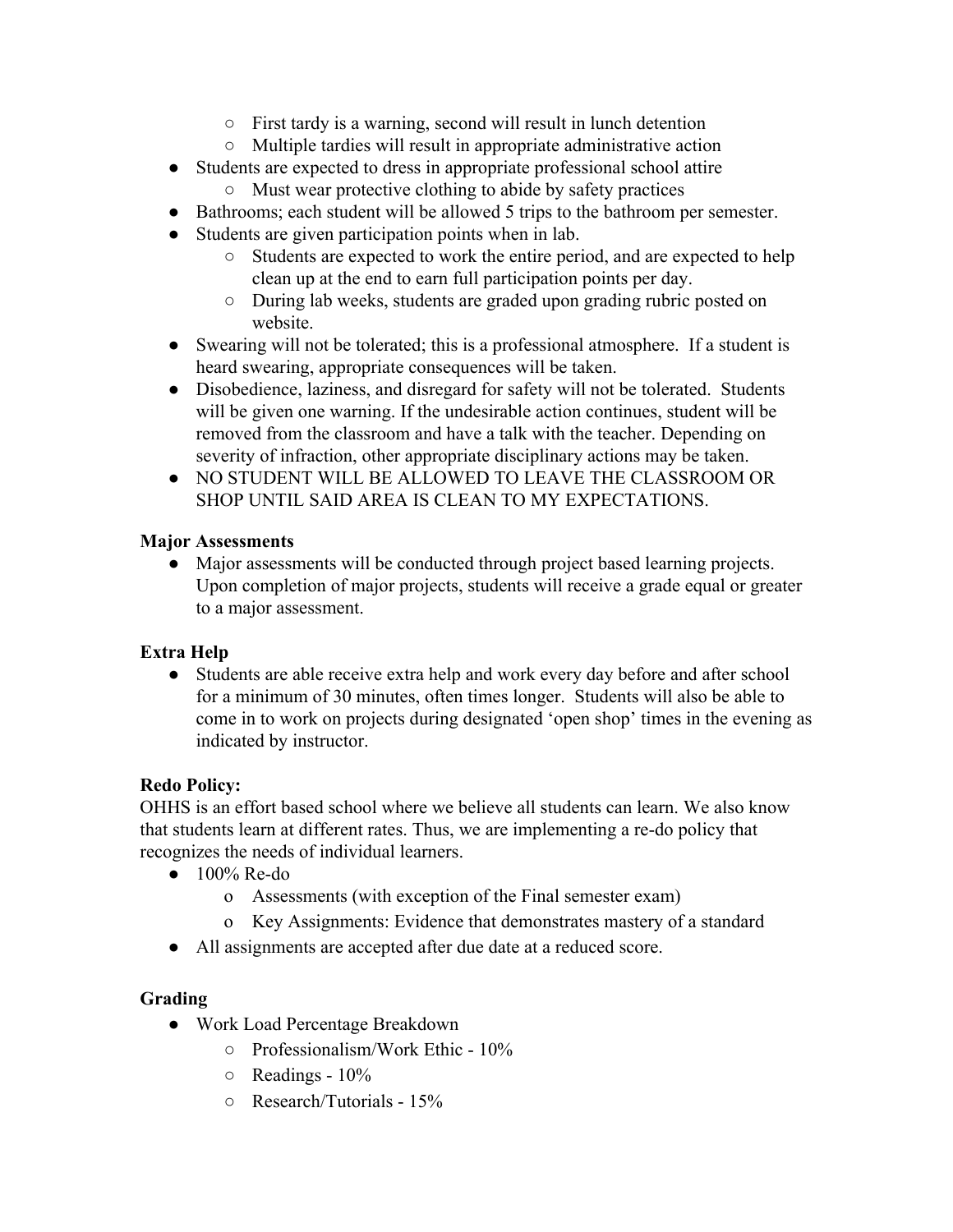- First tardy is a warning, second will result in lunch detention
    - Multiple tardies will result in appropriate administrative action
- Students are expected to dress in appropriate professional school attire
    - Must wear protective clothing to abide by safety practices
- Bathrooms; each student will be allowed 5 trips to the bathroom per semester.
- Students are given participation points when in lab.
    - Students are expected to work the entire period, and are expected to help clean up at the end to earn full participation points per day.
    - During lab weeks, students are graded upon grading rubric posted on website.
- Swearing will not be tolerated; this is a professional atmosphere. If a student is heard swearing, appropriate consequences will be taken.
- Disobedience, laziness, and disregard for safety will not be tolerated. Students will be given one warning. If the undesirable action continues, student will be removed from the classroom and have a talk with the teacher. Depending on severity of infraction, other appropriate disciplinary actions may be taken.
- NO STUDENT WILL BE ALLOWED TO LEAVE THE CLASSROOM OR SHOP UNTIL SAID AREA IS CLEAN TO MY EXPECTATIONS.

**Major Assessments**

- Major assessments will be conducted through project based learning projects. Upon completion of major projects, students will receive a grade equal or greater to a major assessment.

**Extra Help**

- Students are able receive extra help and work every day before and after school for a minimum of 30 minutes, often times longer. Students will also be able to come in to work on projects during designated 'open shop' times in the evening as indicated by instructor.

**Redo Policy:**

OHHS is an effort based school where we believe all students can learn. We also know that students learn at different rates. Thus, we are implementing a re-do policy that recognizes the needs of individual learners.

- 100% Re-do
    - Assessments (with exception of the Final semester exam)
    - Key Assignments: Evidence that demonstrates mastery of a standard
- All assignments are accepted after due date at a reduced score.

**Grading**

- Work Load Percentage Breakdown
    - Professionalism/Work Ethic - 10%
    - Readings - 10%
    - Research/Tutorials - 15%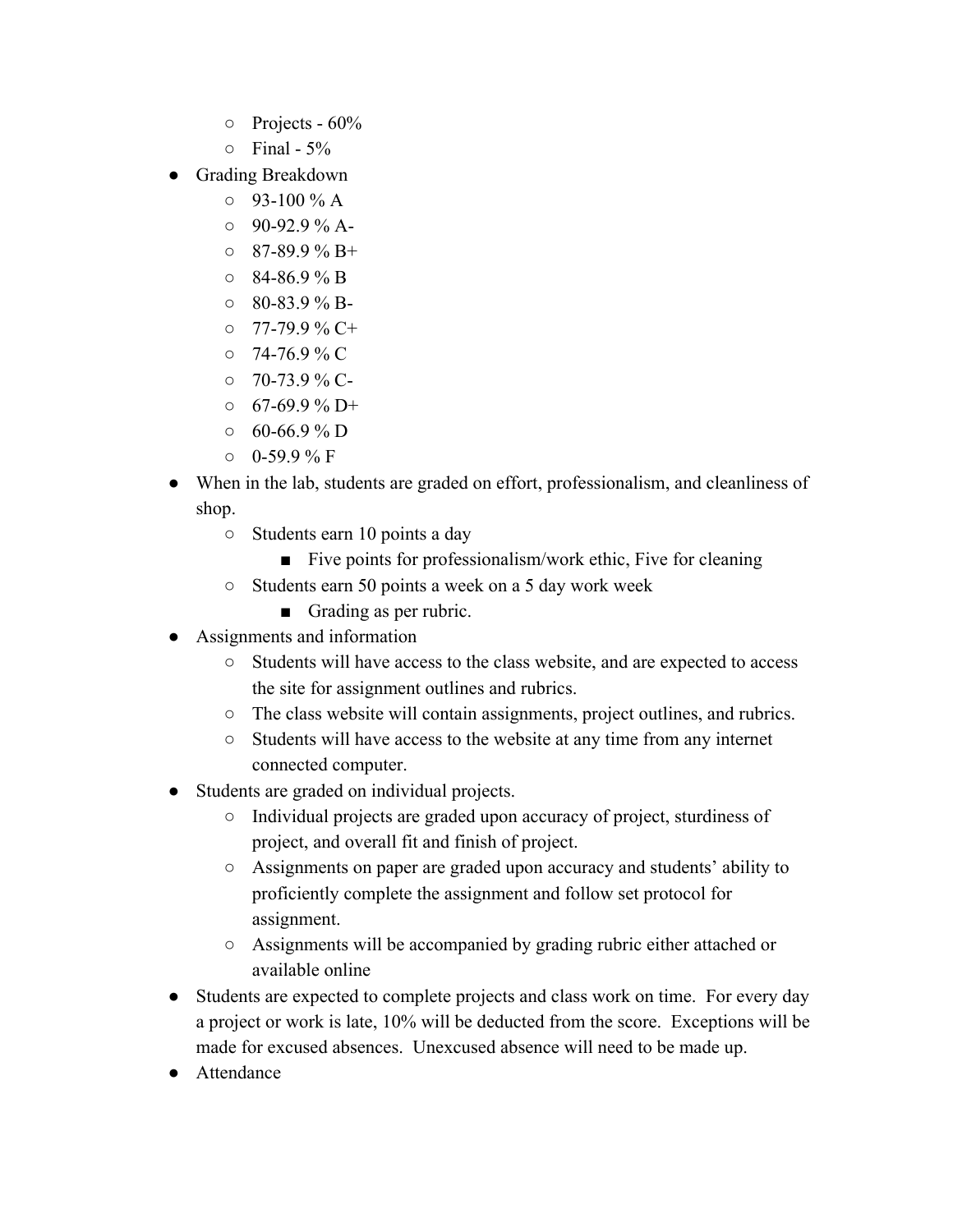- Projects - 60%
  - Final - 5%
- Grading Breakdown
  - 93-100 % A
  - 90-92.9 % A-
  - 87-89.9 % B+
  - 84-86.9 % B
  - 80-83.9 % B-
  - 77-79.9 % C+
  - 74-76.9 % C
  - 70-73.9 % C-
  - 67-69.9 % D+
  - 60-66.9 % D
  - 0-59.9 % F
- When in the lab, students are graded on effort, professionalism, and cleanliness of shop.
  - Students earn 10 points a day
    - Five points for professionalism/work ethic, Five for cleaning
  - Students earn 50 points a week on a 5 day work week
    - Grading as per rubric.
- Assignments and information
  - Students will have access to the class website, and are expected to access the site for assignment outlines and rubrics.
  - The class website will contain assignments, project outlines, and rubrics.
  - Students will have access to the website at any time from any internet connected computer.
- Students are graded on individual projects.
  - Individual projects are graded upon accuracy of project, sturdiness of project, and overall fit and finish of project.
  - Assignments on paper are graded upon accuracy and students' ability to proficiently complete the assignment and follow set protocol for assignment.
  - Assignments will be accompanied by grading rubric either attached or available online
- Students are expected to complete projects and class work on time. For every day a project or work is late, 10% will be deducted from the score. Exceptions will be made for excused absences. Unexcused absence will need to be made up.
- Attendance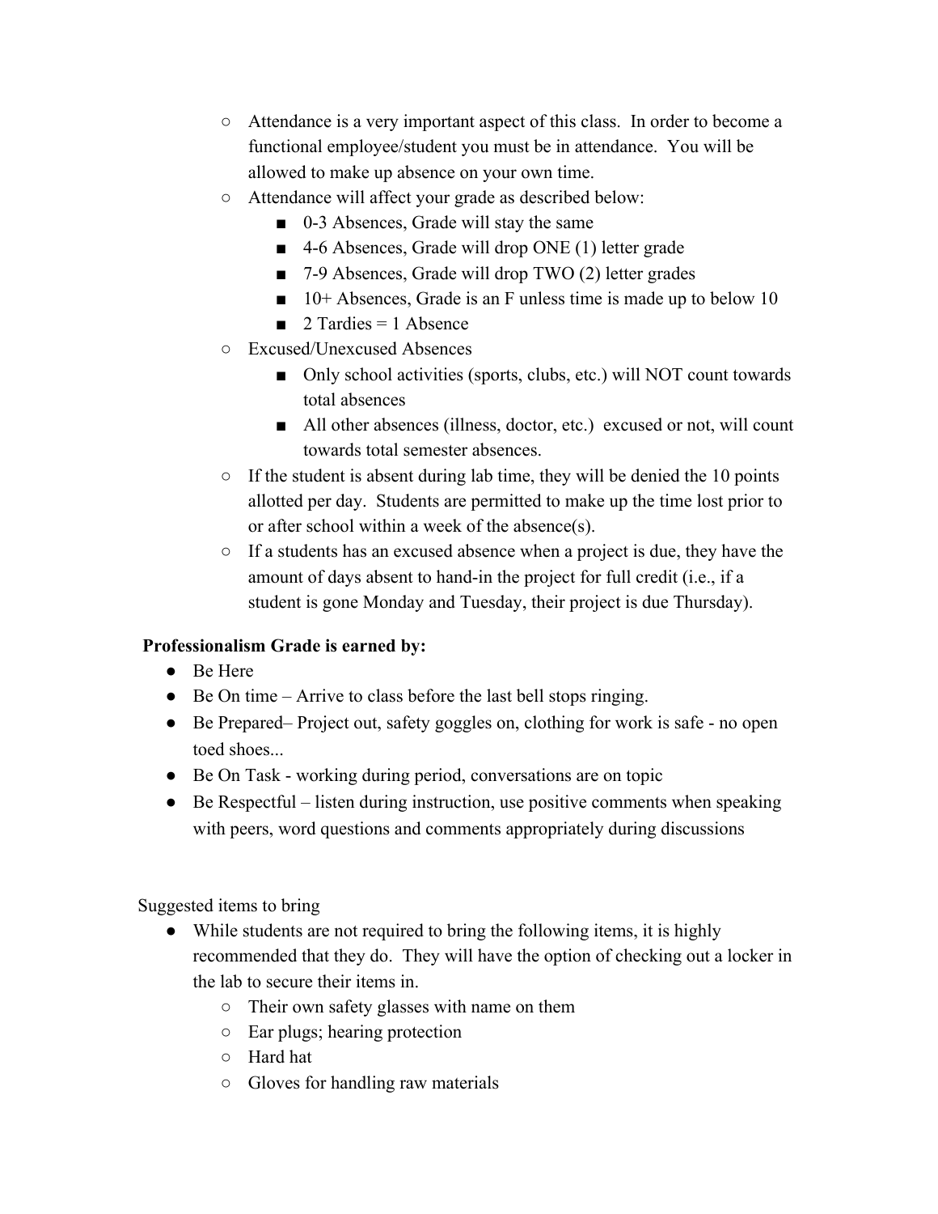- Attendance is a very important aspect of this class. In order to become a functional employee/student you must be in attendance. You will be allowed to make up absence on your own time.
- Attendance will affect your grade as described below:
  - 0-3 Absences, Grade will stay the same
  - 4-6 Absences, Grade will drop ONE (1) letter grade
  - 7-9 Absences, Grade will drop TWO (2) letter grades
  - 10+ Absences, Grade is an F unless time is made up to below 10
  - 2 Tardies = 1 Absence
- Excused/Unexcused Absences
  - Only school activities (sports, clubs, etc.) will NOT count towards total absences
  - All other absences (illness, doctor, etc.) excused or not, will count towards total semester absences.
- If the student is absent during lab time, they will be denied the 10 points allotted per day. Students are permitted to make up the time lost prior to or after school within a week of the absence(s).
- If a students has an excused absence when a project is due, they have the amount of days absent to hand-in the project for full credit (i.e., if a student is gone Monday and Tuesday, their project is due Thursday).

**Professionalism Grade is earned by:**

- Be Here
- Be On time – Arrive to class before the last bell stops ringing.
- Be Prepared– Project out, safety goggles on, clothing for work is safe - no open toed shoes...
- Be On Task - working during period, conversations are on topic
- Be Respectful – listen during instruction, use positive comments when speaking with peers, word questions and comments appropriately during discussions

Suggested items to bring

- While students are not required to bring the following items, it is highly recommended that they do. They will have the option of checking out a locker in the lab to secure their items in.
  - Their own safety glasses with name on them
  - Ear plugs; hearing protection
  - Hard hat
  - Gloves for handling raw materials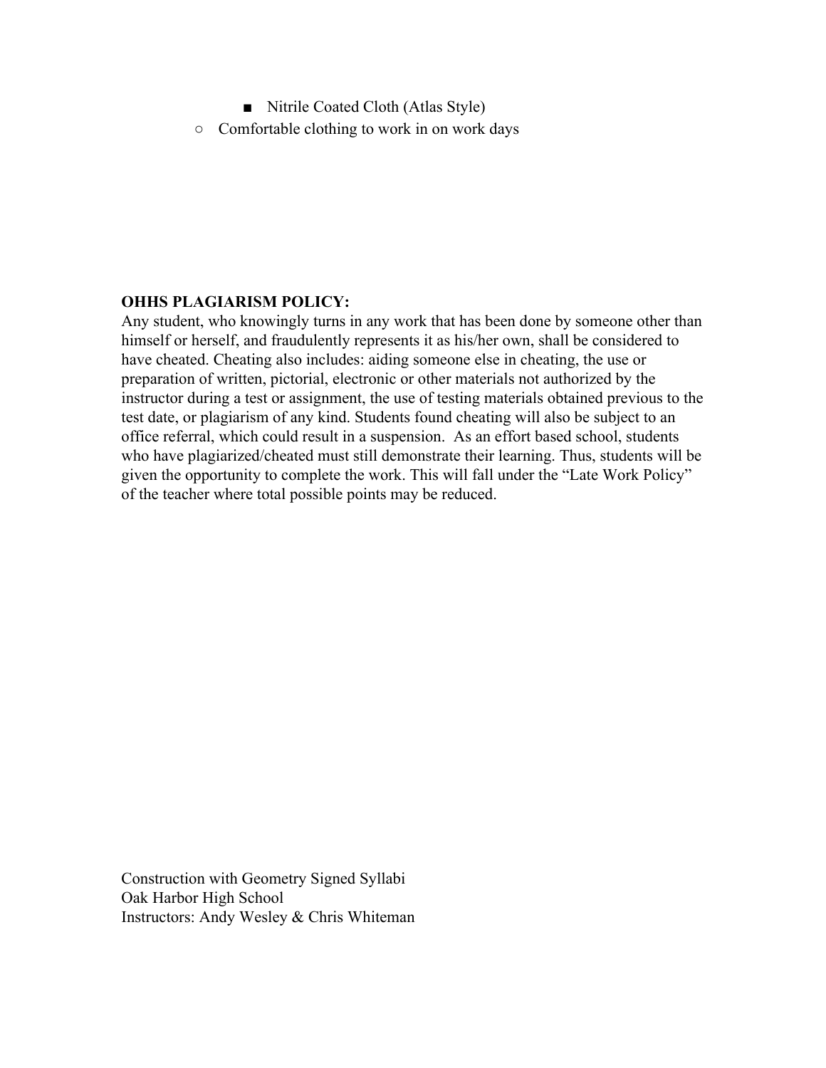- Nitrile Coated Cloth (Atlas Style)
    - Comfortable clothing to work in on work days

**OHHS PLAGIARISM POLICY:**

Any student, who knowingly turns in any work that has been done by someone other than himself or herself, and fraudulently represents it as his/her own, shall be considered to have cheated. Cheating also includes: aiding someone else in cheating, the use or preparation of written, pictorial, electronic or other materials not authorized by the instructor during a test or assignment, the use of testing materials obtained previous to the test date, or plagiarism of any kind. Students found cheating will also be subject to an office referral, which could result in a suspension. As an effort based school, students who have plagiarized/cheated must still demonstrate their learning. Thus, students will be given the opportunity to complete the work. This will fall under the "Late Work Policy" of the teacher where total possible points may be reduced.

Construction with Geometry Signed Syllabi
Oak Harbor High School
Instructors: Andy Wesley & Chris Whiteman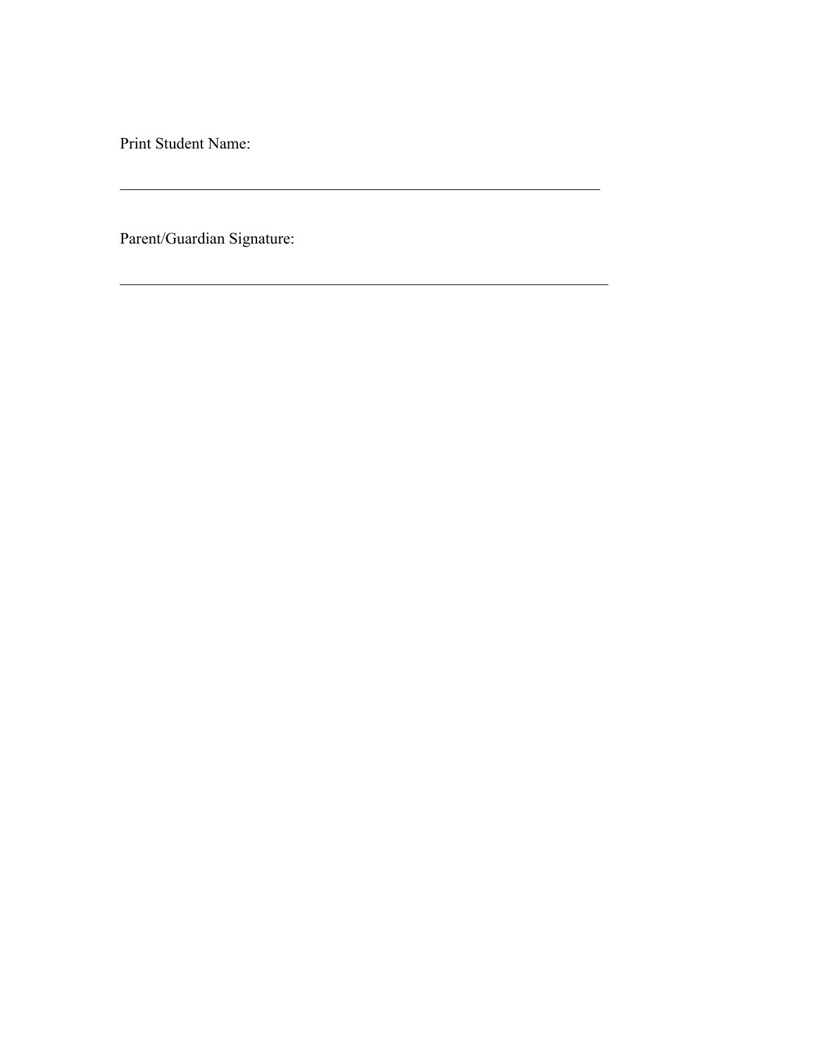Print Student Name:

_______________________________________________________________

Parent/Guardian Signature:

________________________________________________________________